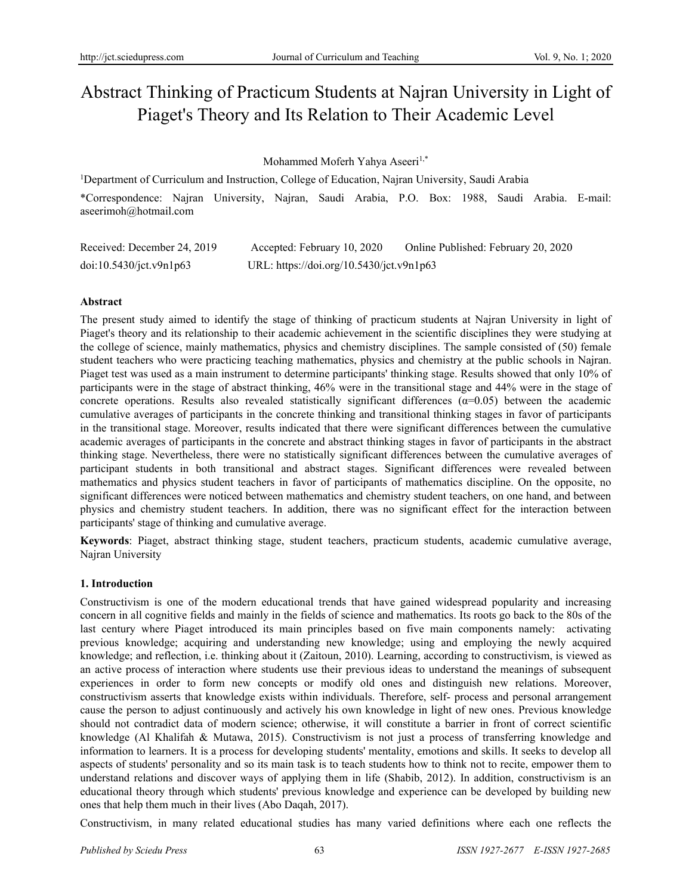# Abstract Thinking of Practicum Students at Najran University in Light of Piaget's Theory and Its Relation to Their Academic Level

Mohammed Moferh Yahya Aseeri[1,*]

[1]Department of Curriculum and Instruction, College of Education, Najran University, Saudi Arabia

*Correspondence: Najran University, Najran, Saudi Arabia, P.O. Box: 1988, Saudi Arabia. E-mail: aseerimoh@hotmail.com

Received: December 24, 2019 Accepted: February 10, 2020 Online Published: February 20, 2020

doi:10.5430/jct.v9n1p63 URL: https://doi.org/10.5430/jct.v9n1p63

## Abstract

The present study aimed to identify the stage of thinking of practicum students at Najran University in light of Piaget's theory and its relationship to their academic achievement in the scientific disciplines they were studying at the college of science, mainly mathematics, physics and chemistry disciplines. The sample consisted of (50) female student teachers who were practicing teaching mathematics, physics and chemistry at the public schools in Najran. Piaget test was used as a main instrument to determine participants' thinking stage. Results showed that only 10% of participants were in the stage of abstract thinking, 46% were in the transitional stage and 44% were in the stage of concrete operations. Results also revealed statistically significant differences ($\alpha$=0.05) between the academic cumulative averages of participants in the concrete thinking and transitional thinking stages in favor of participants in the transitional stage. Moreover, results indicated that there were significant differences between the cumulative academic averages of participants in the concrete and abstract thinking stages in favor of participants in the abstract thinking stage. Nevertheless, there were no statistically significant differences between the cumulative averages of participant students in both transitional and abstract stages. Significant differences were revealed between mathematics and physics student teachers in favor of participants of mathematics discipline. On the opposite, no significant differences were noticed between mathematics and chemistry student teachers, on one hand, and between physics and chemistry student teachers. In addition, there was no significant effect for the interaction between participants' stage of thinking and cumulative average.

**Keywords**: Piaget, abstract thinking stage, student teachers, practicum students, academic cumulative average, Najran University

## 1. Introduction

Constructivism is one of the modern educational trends that have gained widespread popularity and increasing concern in all cognitive fields and mainly in the fields of science and mathematics. Its roots go back to the 80s of the last century where Piaget introduced its main principles based on five main components namely: activating previous knowledge; acquiring and understanding new knowledge; using and employing the newly acquired knowledge; and reflection, i.e. thinking about it (Zaitoun, 2010). Learning, according to constructivism, is viewed as an active process of interaction where students use their previous ideas to understand the meanings of subsequent experiences in order to form new concepts or modify old ones and distinguish new relations. Moreover, constructivism asserts that knowledge exists within individuals. Therefore, self- process and personal arrangement cause the person to adjust continuously and actively his own knowledge in light of new ones. Previous knowledge should not contradict data of modern science; otherwise, it will constitute a barrier in front of correct scientific knowledge (Al Khalifah & Mutawa, 2015). Constructivism is not just a process of transferring knowledge and information to learners. It is a process for developing students' mentality, emotions and skills. It seeks to develop all aspects of students' personality and so its main task is to teach students how to think not to recite, empower them to understand relations and discover ways of applying them in life (Shabib, 2012). In addition, constructivism is an educational theory through which students' previous knowledge and experience can be developed by building new ones that help them much in their lives (Abo Daqah, 2017).

Constructivism, in many related educational studies has many varied definitions where each one reflects the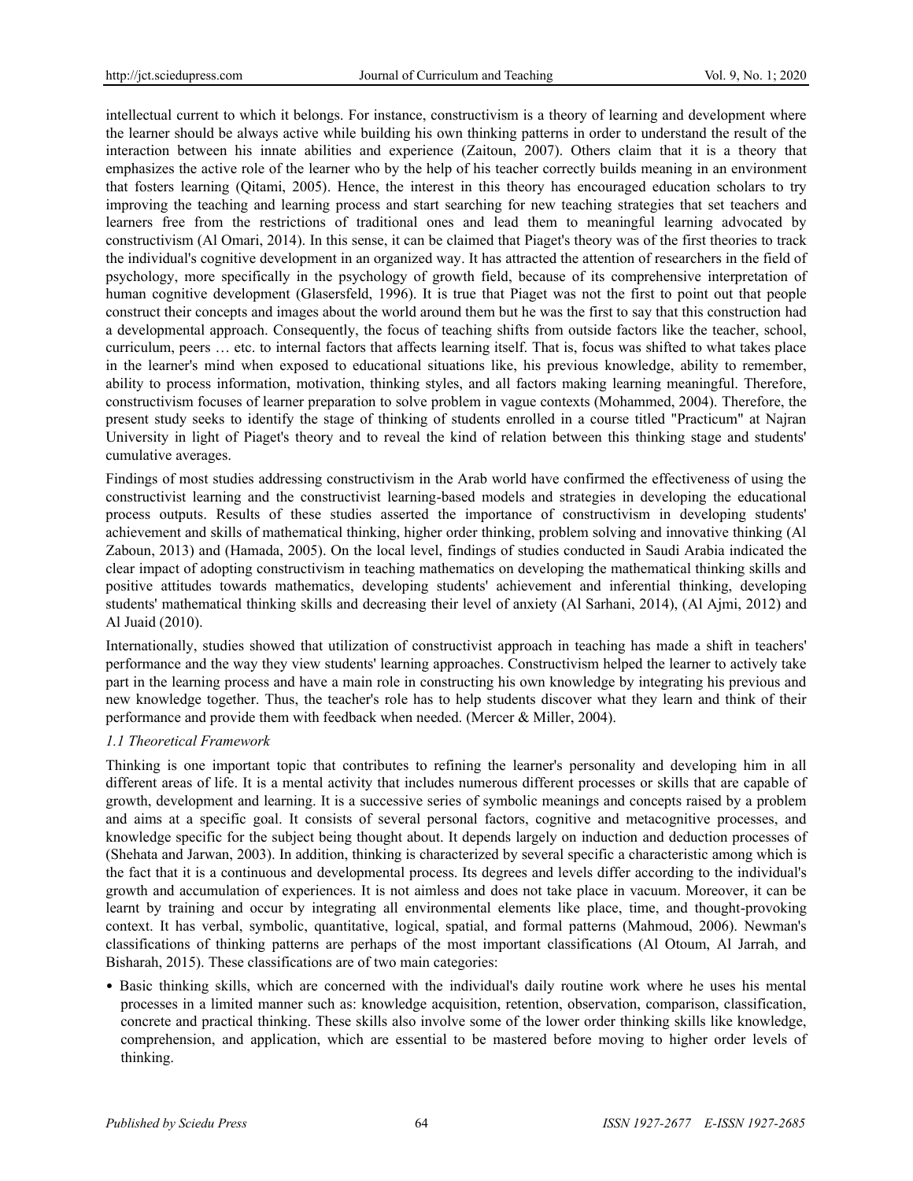intellectual current to which it belongs. For instance, constructivism is a theory of learning and development where the learner should be always active while building his own thinking patterns in order to understand the result of the interaction between his innate abilities and experience (Zaitoun, 2007). Others claim that it is a theory that emphasizes the active role of the learner who by the help of his teacher correctly builds meaning in an environment that fosters learning (Qitami, 2005). Hence, the interest in this theory has encouraged education scholars to try improving the teaching and learning process and start searching for new teaching strategies that set teachers and learners free from the restrictions of traditional ones and lead them to meaningful learning advocated by constructivism (Al Omari, 2014). In this sense, it can be claimed that Piaget's theory was of the first theories to track the individual's cognitive development in an organized way. It has attracted the attention of researchers in the field of psychology, more specifically in the psychology of growth field, because of its comprehensive interpretation of human cognitive development (Glasersfeld, 1996). It is true that Piaget was not the first to point out that people construct their concepts and images about the world around them but he was the first to say that this construction had a developmental approach. Consequently, the focus of teaching shifts from outside factors like the teacher, school, curriculum, peers … etc. to internal factors that affects learning itself. That is, focus was shifted to what takes place in the learner's mind when exposed to educational situations like, his previous knowledge, ability to remember, ability to process information, motivation, thinking styles, and all factors making learning meaningful. Therefore, constructivism focuses of learner preparation to solve problem in vague contexts (Mohammed, 2004). Therefore, the present study seeks to identify the stage of thinking of students enrolled in a course titled "Practicum" at Najran University in light of Piaget's theory and to reveal the kind of relation between this thinking stage and students' cumulative averages.

Findings of most studies addressing constructivism in the Arab world have confirmed the effectiveness of using the constructivist learning and the constructivist learning-based models and strategies in developing the educational process outputs. Results of these studies asserted the importance of constructivism in developing students' achievement and skills of mathematical thinking, higher order thinking, problem solving and innovative thinking (Al Zaboun, 2013) and (Hamada, 2005). On the local level, findings of studies conducted in Saudi Arabia indicated the clear impact of adopting constructivism in teaching mathematics on developing the mathematical thinking skills and positive attitudes towards mathematics, developing students' achievement and inferential thinking, developing students' mathematical thinking skills and decreasing their level of anxiety (Al Sarhani, 2014), (Al Ajmi, 2012) and Al Juaid (2010).

Internationally, studies showed that utilization of constructivist approach in teaching has made a shift in teachers' performance and the way they view students' learning approaches. Constructivism helped the learner to actively take part in the learning process and have a main role in constructing his own knowledge by integrating his previous and new knowledge together. Thus, the teacher's role has to help students discover what they learn and think of their performance and provide them with feedback when needed. (Mercer & Miller, 2004).

### *1.1 Theoretical Framework*

Thinking is one important topic that contributes to refining the learner's personality and developing him in all different areas of life. It is a mental activity that includes numerous different processes or skills that are capable of growth, development and learning. It is a successive series of symbolic meanings and concepts raised by a problem and aims at a specific goal. It consists of several personal factors, cognitive and metacognitive processes, and knowledge specific for the subject being thought about. It depends largely on induction and deduction processes of (Shehata and Jarwan, 2003). In addition, thinking is characterized by several specific a characteristic among which is the fact that it is a continuous and developmental process. Its degrees and levels differ according to the individual's growth and accumulation of experiences. It is not aimless and does not take place in vacuum. Moreover, it can be learnt by training and occur by integrating all environmental elements like place, time, and thought-provoking context. It has verbal, symbolic, quantitative, logical, spatial, and formal patterns (Mahmoud, 2006). Newman's classifications of thinking patterns are perhaps of the most important classifications (Al Otoum, Al Jarrah, and Bisharah, 2015). These classifications are of two main categories:

- Basic thinking skills, which are concerned with the individual's daily routine work where he uses his mental processes in a limited manner such as: knowledge acquisition, retention, observation, comparison, classification, concrete and practical thinking. These skills also involve some of the lower order thinking skills like knowledge, comprehension, and application, which are essential to be mastered before moving to higher order levels of thinking.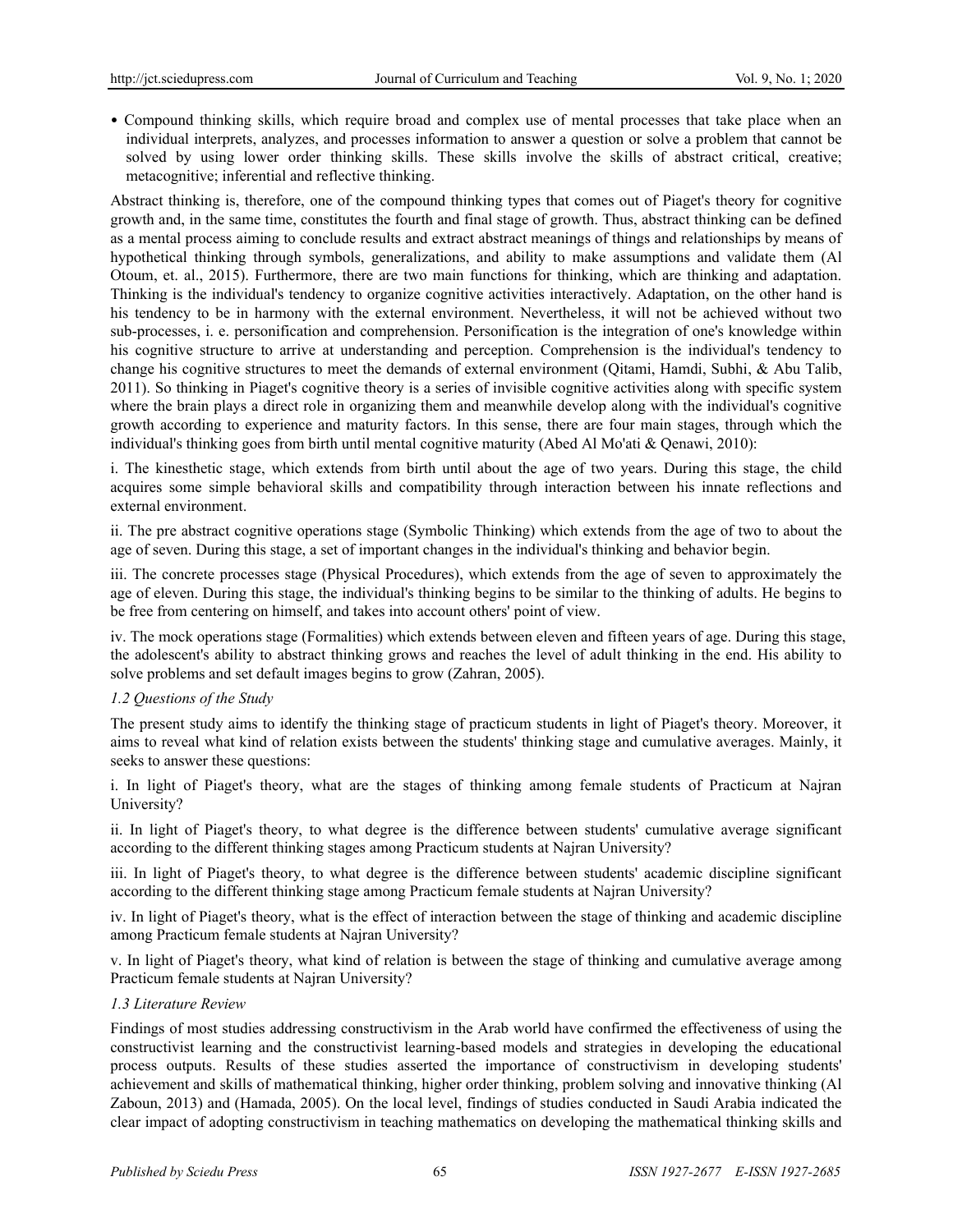- Compound thinking skills, which require broad and complex use of mental processes that take place when an individual interprets, analyzes, and processes information to answer a question or solve a problem that cannot be solved by using lower order thinking skills. These skills involve the skills of abstract critical, creative; metacognitive; inferential and reflective thinking.

Abstract thinking is, therefore, one of the compound thinking types that comes out of Piaget's theory for cognitive growth and, in the same time, constitutes the fourth and final stage of growth. Thus, abstract thinking can be defined as a mental process aiming to conclude results and extract abstract meanings of things and relationships by means of hypothetical thinking through symbols, generalizations, and ability to make assumptions and validate them (Al Otoum, et. al., 2015). Furthermore, there are two main functions for thinking, which are thinking and adaptation. Thinking is the individual's tendency to organize cognitive activities interactively. Adaptation, on the other hand is his tendency to be in harmony with the external environment. Nevertheless, it will not be achieved without two sub-processes, i. e. personification and comprehension. Personification is the integration of one's knowledge within his cognitive structure to arrive at understanding and perception. Comprehension is the individual's tendency to change his cognitive structures to meet the demands of external environment (Qitami, Hamdi, Subhi, & Abu Talib, 2011). So thinking in Piaget's cognitive theory is a series of invisible cognitive activities along with specific system where the brain plays a direct role in organizing them and meanwhile develop along with the individual's cognitive growth according to experience and maturity factors. In this sense, there are four main stages, through which the individual's thinking goes from birth until mental cognitive maturity (Abed Al Mo'ati & Qenawi, 2010):

i. The kinesthetic stage, which extends from birth until about the age of two years. During this stage, the child acquires some simple behavioral skills and compatibility through interaction between his innate reflections and external environment.

ii. The pre abstract cognitive operations stage (Symbolic Thinking) which extends from the age of two to about the age of seven. During this stage, a set of important changes in the individual's thinking and behavior begin.

iii. The concrete processes stage (Physical Procedures), which extends from the age of seven to approximately the age of eleven. During this stage, the individual's thinking begins to be similar to the thinking of adults. He begins to be free from centering on himself, and takes into account others' point of view.

iv. The mock operations stage (Formalities) which extends between eleven and fifteen years of age. During this stage, the adolescent's ability to abstract thinking grows and reaches the level of adult thinking in the end. His ability to solve problems and set default images begins to grow (Zahran, 2005).

### *1.2 Questions of the Study*

The present study aims to identify the thinking stage of practicum students in light of Piaget's theory. Moreover, it aims to reveal what kind of relation exists between the students' thinking stage and cumulative averages. Mainly, it seeks to answer these questions:

i. In light of Piaget's theory, what are the stages of thinking among female students of Practicum at Najran University?

ii. In light of Piaget's theory, to what degree is the difference between students' cumulative average significant according to the different thinking stages among Practicum students at Najran University?

iii. In light of Piaget's theory, to what degree is the difference between students' academic discipline significant according to the different thinking stage among Practicum female students at Najran University?

iv. In light of Piaget's theory, what is the effect of interaction between the stage of thinking and academic discipline among Practicum female students at Najran University?

v. In light of Piaget's theory, what kind of relation is between the stage of thinking and cumulative average among Practicum female students at Najran University?

### *1.3 Literature Review*

Findings of most studies addressing constructivism in the Arab world have confirmed the effectiveness of using the constructivist learning and the constructivist learning-based models and strategies in developing the educational process outputs. Results of these studies asserted the importance of constructivism in developing students' achievement and skills of mathematical thinking, higher order thinking, problem solving and innovative thinking (Al Zaboun, 2013) and (Hamada, 2005). On the local level, findings of studies conducted in Saudi Arabia indicated the clear impact of adopting constructivism in teaching mathematics on developing the mathematical thinking skills and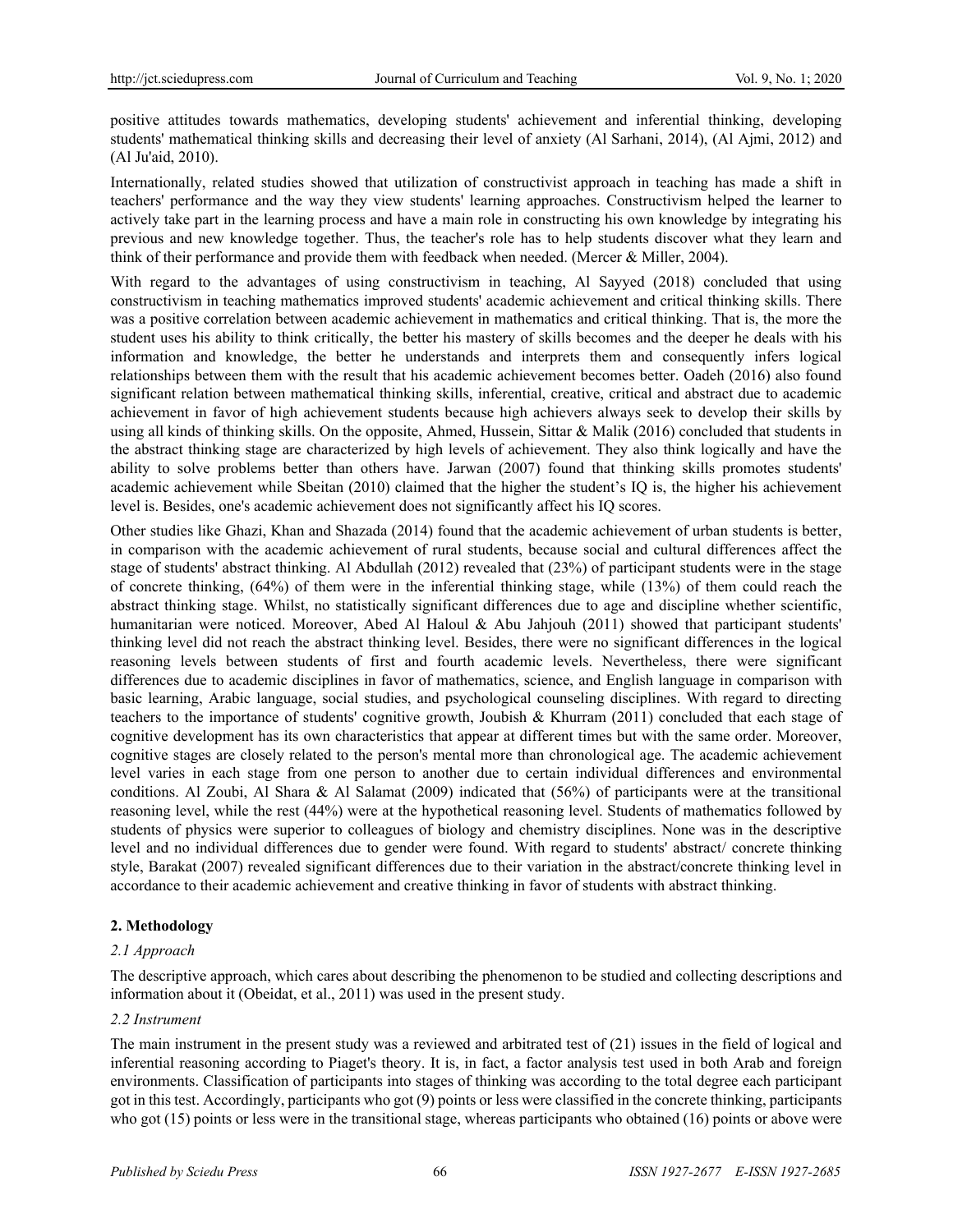positive attitudes towards mathematics, developing students' achievement and inferential thinking, developing students' mathematical thinking skills and decreasing their level of anxiety (Al Sarhani, 2014), (Al Ajmi, 2012) and (Al Ju'aid, 2010).

Internationally, related studies showed that utilization of constructivist approach in teaching has made a shift in teachers' performance and the way they view students' learning approaches. Constructivism helped the learner to actively take part in the learning process and have a main role in constructing his own knowledge by integrating his previous and new knowledge together. Thus, the teacher's role has to help students discover what they learn and think of their performance and provide them with feedback when needed. (Mercer & Miller, 2004).

With regard to the advantages of using constructivism in teaching, Al Sayyed (2018) concluded that using constructivism in teaching mathematics improved students' academic achievement and critical thinking skills. There was a positive correlation between academic achievement in mathematics and critical thinking. That is, the more the student uses his ability to think critically, the better his mastery of skills becomes and the deeper he deals with his information and knowledge, the better he understands and interprets them and consequently infers logical relationships between them with the result that his academic achievement becomes better. Oadeh (2016) also found significant relation between mathematical thinking skills, inferential, creative, critical and abstract due to academic achievement in favor of high achievement students because high achievers always seek to develop their skills by using all kinds of thinking skills. On the opposite, Ahmed, Hussein, Sittar & Malik (2016) concluded that students in the abstract thinking stage are characterized by high levels of achievement. They also think logically and have the ability to solve problems better than others have. Jarwan (2007) found that thinking skills promotes students' academic achievement while Sbeitan (2010) claimed that the higher the student's IQ is, the higher his achievement level is. Besides, one's academic achievement does not significantly affect his IQ scores.

Other studies like Ghazi, Khan and Shazada (2014) found that the academic achievement of urban students is better, in comparison with the academic achievement of rural students, because social and cultural differences affect the stage of students' abstract thinking. Al Abdullah (2012) revealed that (23%) of participant students were in the stage of concrete thinking, (64%) of them were in the inferential thinking stage, while (13%) of them could reach the abstract thinking stage. Whilst, no statistically significant differences due to age and discipline whether scientific, humanitarian were noticed. Moreover, Abed Al Haloul & Abu Jahjouh (2011) showed that participant students' thinking level did not reach the abstract thinking level. Besides, there were no significant differences in the logical reasoning levels between students of first and fourth academic levels. Nevertheless, there were significant differences due to academic disciplines in favor of mathematics, science, and English language in comparison with basic learning, Arabic language, social studies, and psychological counseling disciplines. With regard to directing teachers to the importance of students' cognitive growth, Joubish & Khurram (2011) concluded that each stage of cognitive development has its own characteristics that appear at different times but with the same order. Moreover, cognitive stages are closely related to the person's mental more than chronological age. The academic achievement level varies in each stage from one person to another due to certain individual differences and environmental conditions. Al Zoubi, Al Shara & Al Salamat (2009) indicated that (56%) of participants were at the transitional reasoning level, while the rest (44%) were at the hypothetical reasoning level. Students of mathematics followed by students of physics were superior to colleagues of biology and chemistry disciplines. None was in the descriptive level and no individual differences due to gender were found. With regard to students' abstract/ concrete thinking style, Barakat (2007) revealed significant differences due to their variation in the abstract/concrete thinking level in accordance to their academic achievement and creative thinking in favor of students with abstract thinking.

## 2. Methodology

### *2.1 Approach*

The descriptive approach, which cares about describing the phenomenon to be studied and collecting descriptions and information about it (Obeidat, et al., 2011) was used in the present study.

### *2.2 Instrument*

The main instrument in the present study was a reviewed and arbitrated test of (21) issues in the field of logical and inferential reasoning according to Piaget's theory. It is, in fact, a factor analysis test used in both Arab and foreign environments. Classification of participants into stages of thinking was according to the total degree each participant got in this test. Accordingly, participants who got (9) points or less were classified in the concrete thinking, participants who got (15) points or less were in the transitional stage, whereas participants who obtained (16) points or above were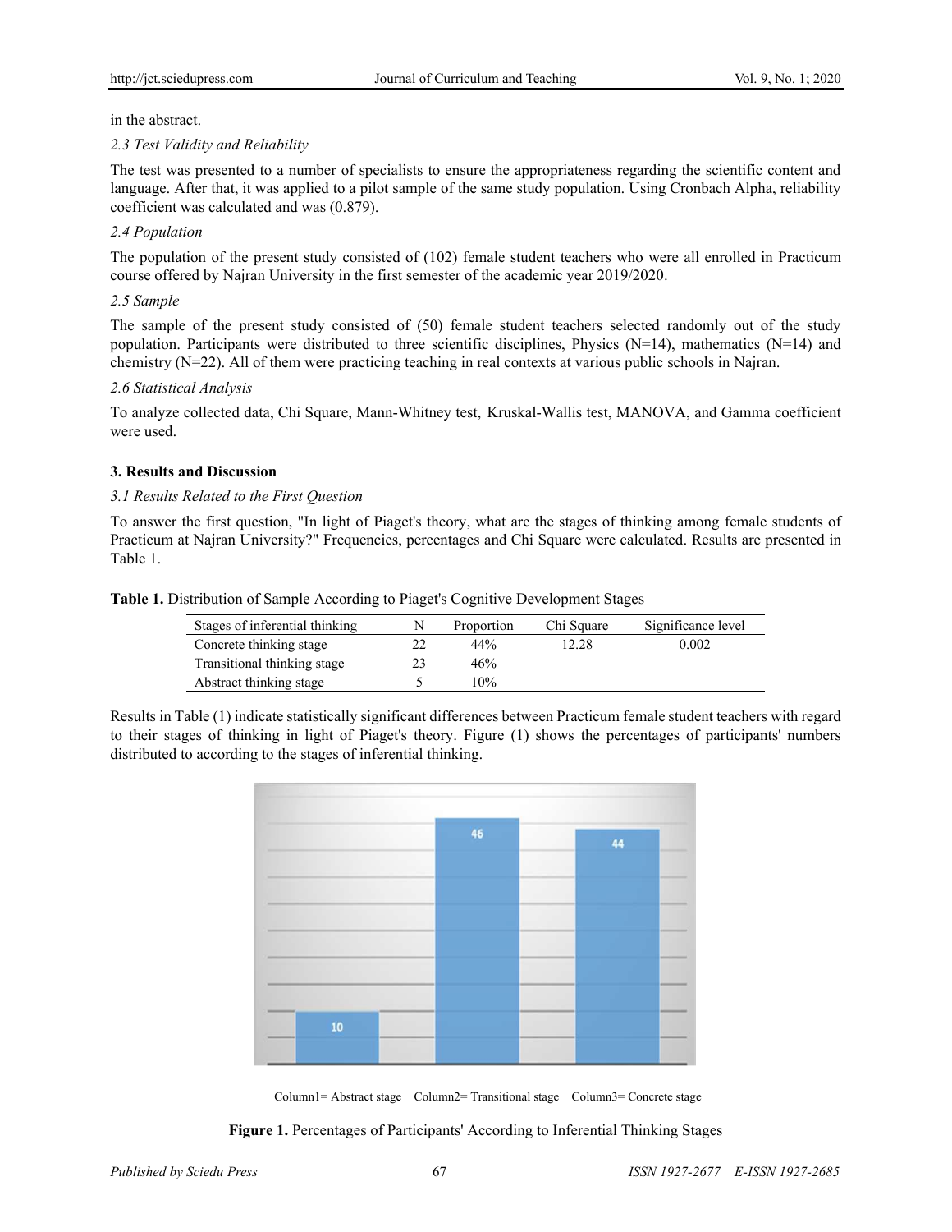in the abstract.

*2.3 Test Validity and Reliability*

The test was presented to a number of specialists to ensure the appropriateness regarding the scientific content and language. After that, it was applied to a pilot sample of the same study population. Using Cronbach Alpha, reliability coefficient was calculated and was (0.879).

*2.4 Population*

The population of the present study consisted of (102) female student teachers who were all enrolled in Practicum course offered by Najran University in the first semester of the academic year 2019/2020.

*2.5 Sample*

The sample of the present study consisted of (50) female student teachers selected randomly out of the study population. Participants were distributed to three scientific disciplines, Physics (N=14), mathematics (N=14) and chemistry (N=22). All of them were practicing teaching in real contexts at various public schools in Najran.

*2.6 Statistical Analysis*

To analyze collected data, Chi Square, Mann-Whitney test, Kruskal-Wallis test, MANOVA, and Gamma coefficient were used.

## 3. Results and Discussion

*3.1 Results Related to the First Question*

To answer the first question, "In light of Piaget's theory, what are the stages of thinking among female students of Practicum at Najran University?" Frequencies, percentages and Chi Square were calculated. Results are presented in Table 1.

**Table 1.** Distribution of Sample According to Piaget's Cognitive Development Stages

| Stages of inferential thinking | N | Proportion | Chi Square | Significance level |
|---|---|---|---|---|
| Concrete thinking stage | 22 | 44% | 12.28 | 0.002 |
| Transitional thinking stage | 23 | 46% | | |
| Abstract thinking stage | 5 | 10% | | |

Results in Table (1) indicate statistically significant differences between Practicum female student teachers with regard to their stages of thinking in light of Piaget's theory. Figure (1) shows the percentages of participants' numbers distributed to according to the stages of inferential thinking.

Column1= Abstract stage Column2= Transitional stage Column3= Concrete stage

**Figure 1.** Percentages of Participants' According to Inferential Thinking Stages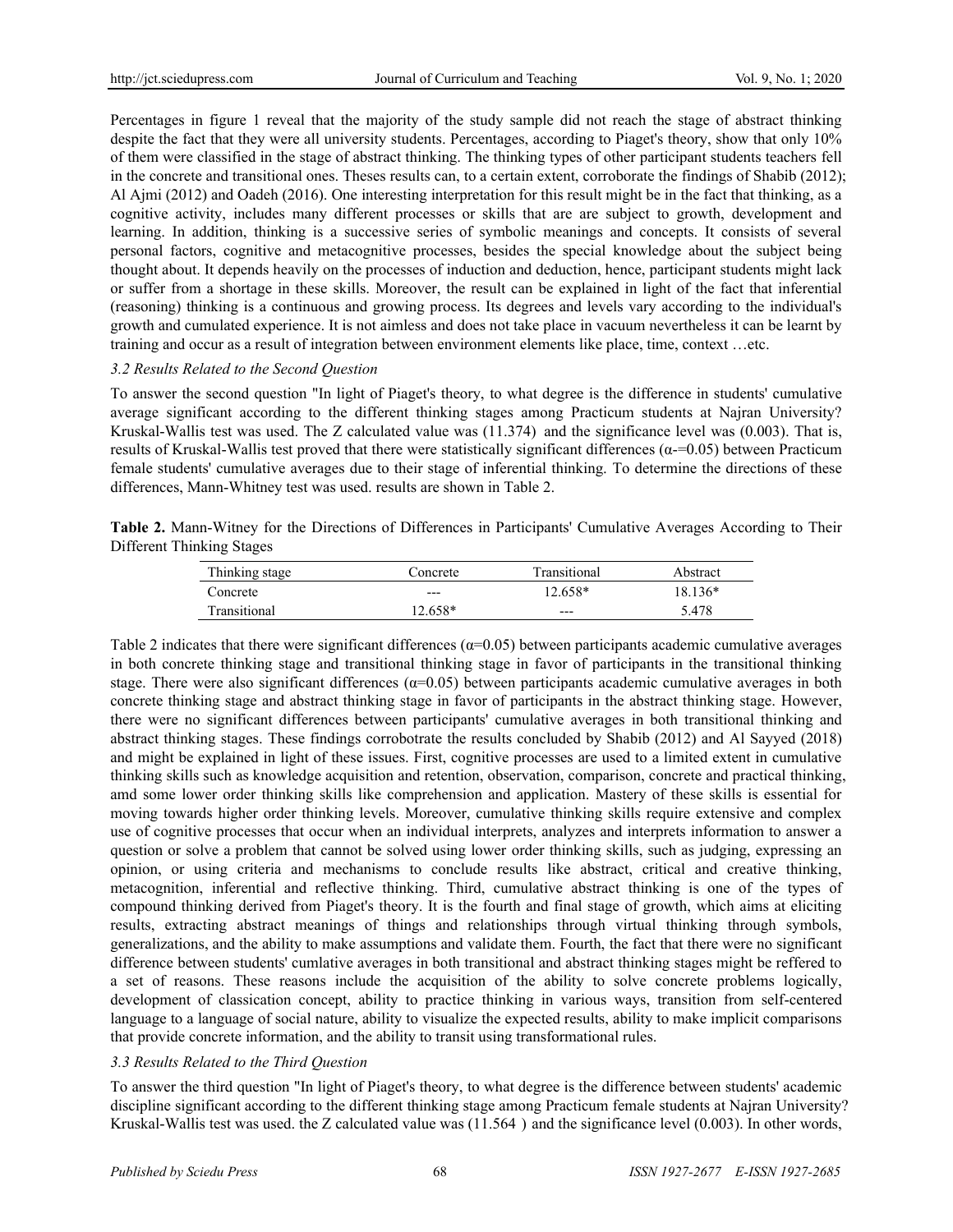Percentages in figure 1 reveal that the majority of the study sample did not reach the stage of abstract thinking despite the fact that they were all university students. Percentages, according to Piaget's theory, show that only 10% of them were classified in the stage of abstract thinking. The thinking types of other participant students teachers fell in the concrete and transitional ones. Theses results can, to a certain extent, corroborate the findings of Shabib (2012); Al Ajmi (2012) and Oadeh (2016). One interesting interpretation for this result might be in the fact that thinking, as a cognitive activity, includes many different processes or skills that are are subject to growth, development and learning. In addition, thinking is a successive series of symbolic meanings and concepts. It consists of several personal factors, cognitive and metacognitive processes, besides the special knowledge about the subject being thought about. It depends heavily on the processes of induction and deduction, hence, participant students might lack or suffer from a shortage in these skills. Moreover, the result can be explained in light of the fact that inferential (reasoning) thinking is a continuous and growing process. Its degrees and levels vary according to the individual's growth and cumulated experience. It is not aimless and does not take place in vacuum nevertheless it can be learnt by training and occur as a result of integration between environment elements like place, time, context …etc.

### *3.2 Results Related to the Second Question*

To answer the second question "In light of Piaget's theory, to what degree is the difference in students' cumulative average significant according to the different thinking stages among Practicum students at Najran University? Kruskal-Wallis test was used. The Z calculated value was (11.374) and the significance level was (0.003). That is, results of Kruskal-Wallis test proved that there were statistically significant differences (α-=0.05) between Practicum female students' cumulative averages due to their stage of inferential thinking. To determine the directions of these differences, Mann-Whitney test was used. results are shown in Table 2.

**Table 2.** Mann-Witney for the Directions of Differences in Participants' Cumulative Averages According to Their Different Thinking Stages

| Thinking stage | Concrete | Transitional | Abstract |
| --- | --- | --- | --- |
| Concrete | --- | 12.658* | 18.136* |
| Transitional | 12.658* | --- | 5.478 |

Table 2 indicates that there were significant differences (α=0.05) between participants academic cumulative averages in both concrete thinking stage and transitional thinking stage in favor of participants in the transitional thinking stage. There were also significant differences (α=0.05) between participants academic cumulative averages in both concrete thinking stage and abstract thinking stage in favor of participants in the abstract thinking stage. However, there were no significant differences between participants' cumulative averages in both transitional thinking and abstract thinking stages. These findings corrobotrate the results concluded by Shabib (2012) and Al Sayyed (2018) and might be explained in light of these issues. First, cognitive processes are used to a limited extent in cumulative thinking skills such as knowledge acquisition and retention, observation, comparison, concrete and practical thinking, amd some lower order thinking skills like comprehension and application. Mastery of these skills is essential for moving towards higher order thinking levels. Moreover, cumulative thinking skills require extensive and complex use of cognitive processes that occur when an individual interprets, analyzes and interprets information to answer a question or solve a problem that cannot be solved using lower order thinking skills, such as judging, expressing an opinion, or using criteria and mechanisms to conclude results like abstract, critical and creative thinking, metacognition, inferential and reflective thinking. Third, cumulative abstract thinking is one of the types of compound thinking derived from Piaget's theory. It is the fourth and final stage of growth, which aims at eliciting results, extracting abstract meanings of things and relationships through virtual thinking through symbols, generalizations, and the ability to make assumptions and validate them. Fourth, the fact that there were no significant difference between students' cumlative averages in both transitional and abstract thinking stages might be reffered to a set of reasons. These reasons include the acquisition of the ability to solve concrete problems logically, development of classication concept, ability to practice thinking in various ways, transition from self-centered language to a language of social nature, ability to visualize the expected results, ability to make implicit comparisons that provide concrete information, and the ability to transit using transformational rules.

### *3.3 Results Related to the Third Question*

To answer the third question "In light of Piaget's theory, to what degree is the difference between students' academic discipline significant according to the different thinking stage among Practicum female students at Najran University? Kruskal-Wallis test was used. the Z calculated value was (11.564 ) and the significance level (0.003). In other words,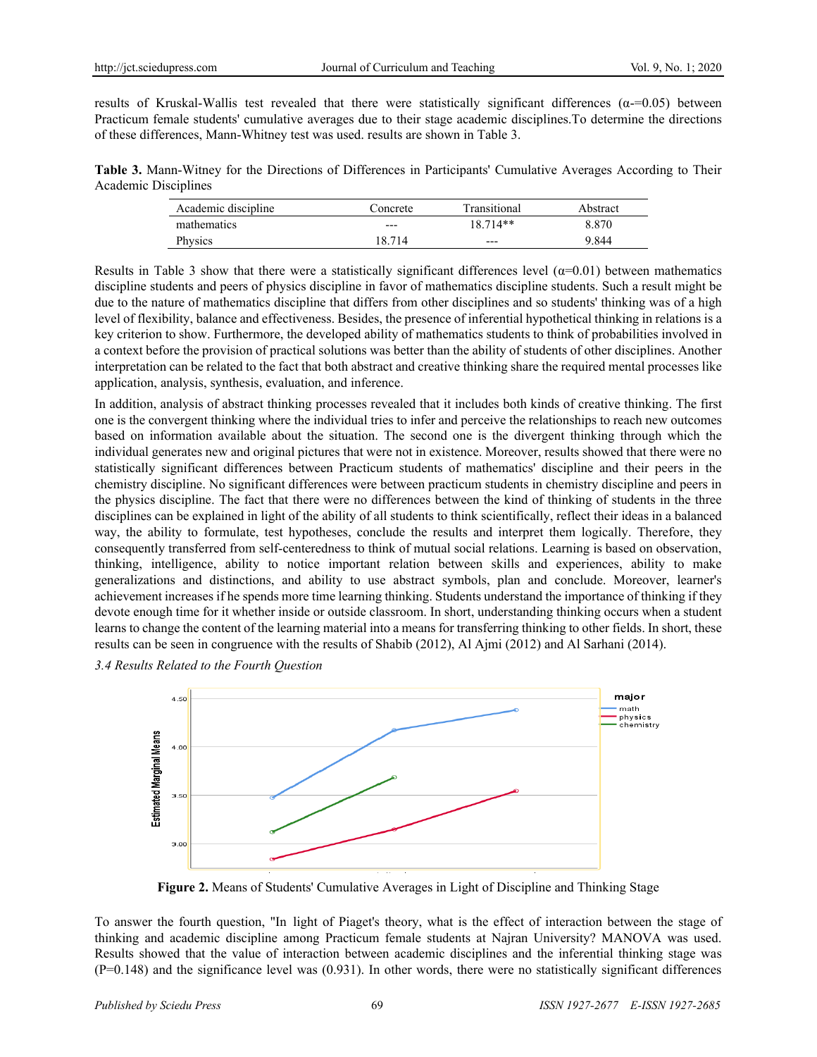results of Kruskal-Wallis test revealed that there were statistically significant differences (α-=0.05) between Practicum female students' cumulative averages due to their stage academic disciplines.To determine the directions of these differences, Mann-Whitney test was used. results are shown in Table 3.

**Table 3.** Mann-Witney for the Directions of Differences in Participants' Cumulative Averages According to Their Academic Disciplines

| Academic discipline | Concrete | Transitional | Abstract |
|---|---|---|---|
| mathematics | --- | 18.714** | 8.870 |
| Physics | 18.714 | --- | 9.844 |

Results in Table 3 show that there were a statistically significant differences level (α=0.01) between mathematics discipline students and peers of physics discipline in favor of mathematics discipline students. Such a result might be due to the nature of mathematics discipline that differs from other disciplines and so students' thinking was of a high level of flexibility, balance and effectiveness. Besides, the presence of inferential hypothetical thinking in relations is a key criterion to show. Furthermore, the developed ability of mathematics students to think of probabilities involved in a context before the provision of practical solutions was better than the ability of students of other disciplines. Another interpretation can be related to the fact that both abstract and creative thinking share the required mental processes like application, analysis, synthesis, evaluation, and inference.

In addition, analysis of abstract thinking processes revealed that it includes both kinds of creative thinking. The first one is the convergent thinking where the individual tries to infer and perceive the relationships to reach new outcomes based on information available about the situation. The second one is the divergent thinking through which the individual generates new and original pictures that were not in existence. Moreover, results showed that there were no statistically significant differences between Practicum students of mathematics' discipline and their peers in the chemistry discipline. No significant differences were between practicum students in chemistry discipline and peers in the physics discipline. The fact that there were no differences between the kind of thinking of students in the three disciplines can be explained in light of the ability of all students to think scientifically, reflect their ideas in a balanced way, the ability to formulate, test hypotheses, conclude the results and interpret them logically. Therefore, they consequently transferred from self-centeredness to think of mutual social relations. Learning is based on observation, thinking, intelligence, ability to notice important relation between skills and experiences, ability to make generalizations and distinctions, and ability to use abstract symbols, plan and conclude. Moreover, learner's achievement increases if he spends more time learning thinking. Students understand the importance of thinking if they devote enough time for it whether inside or outside classroom. In short, understanding thinking occurs when a student learns to change the content of the learning material into a means for transferring thinking to other fields. In short, these results can be seen in congruence with the results of Shabib (2012), Al Ajmi (2012) and Al Sarhani (2014).

*3.4 Results Related to the Fourth Question*

Estimated Marginal Means

4.50
4.00
3.50
3.00

major
math
physics
chemistry

**Figure 2.** Means of Students' Cumulative Averages in Light of Discipline and Thinking Stage

To answer the fourth question, "In light of Piaget's theory, what is the effect of interaction between the stage of thinking and academic discipline among Practicum female students at Najran University? MANOVA was used. Results showed that the value of interaction between academic disciplines and the inferential thinking stage was (P=0.148) and the significance level was (0.931). In other words, there were no statistically significant differences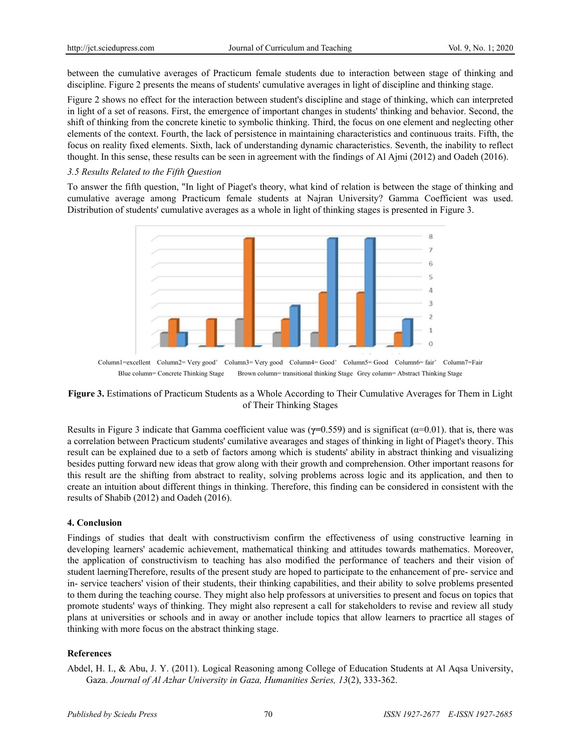between the cumulative averages of Practicum female students due to interaction between stage of thinking and discipline. Figure 2 presents the means of students' cumulative averages in light of discipline and thinking stage.

Figure 2 shows no effect for the interaction between student's discipline and stage of thinking, which can interpreted in light of a set of reasons. First, the emergence of important changes in students' thinking and behavior. Second, the shift of thinking from the concrete kinetic to symbolic thinking. Third, the focus on one element and neglecting other elements of the context. Fourth, the lack of persistence in maintaining characteristics and continuous traits. Fifth, the focus on reality fixed elements. Sixth, lack of understanding dynamic characteristics. Seventh, the inability to reflect thought. In this sense, these results can be seen in agreement with the findings of Al Ajmi (2012) and Oadeh (2016).

*3.5 Results Related to the Fifth Question*

To answer the fifth question, "In light of Piaget's theory, what kind of relation is between the stage of thinking and cumulative average among Practicum female students at Najran University? Gamma Coefficient was used. Distribution of students' cumulative averages as a whole in light of thinking stages is presented in Figure 3.

Column1=excellent Column2= Very good+ Column3= Very good Column4= Good+ Column5= Good Column6= fair+ Column7=Fair

Blue column= Concrete Thinking Stage Brown column= transitional thinking Stage Grey column= Abstract Thinking Stage

**Figure 3.** Estimations of Practicum Students as a Whole According to Their Cumulative Averages for Them in Light of Their Thinking Stages

Results in Figure 3 indicate that Gamma coefficient value was ($\gamma$=0.559) and is significat ($\alpha$=0.01). that is, there was a correlation between Practicum students' cumilative avearages and stages of thinking in light of Piaget's theory. This result can be explained due to a setb of factors among which is students' ability in abstract thinking and visualizing besides putting forward new ideas that grow along with their growth and comprehension. Other important reasons for this result are the shifting from abstract to reality, solving problems across logic and its application, and then to create an intuition about different things in thinking. Therefore, this finding can be considered in consistent with the results of Shabib (2012) and Oadeh (2016).

## 4. Conclusion

Findings of studies that dealt with constructivism confirm the effectiveness of using constructive learning in developing learners' academic achievement, mathematical thinking and attitudes towards mathematics. Moreover, the application of constructivism to teaching has also modified the performance of teachers and their vision of student laerningTherefore, results of the present study are hoped to participate to the enhancement of pre- service and in- service teachers' vision of their students, their thinking capabilities, and their ability to solve problems presented to them during the teaching course. They might also help professors at universities to present and focus on topics that promote students' ways of thinking. They might also represent a call for stakeholders to revise and review all study plans at universities or schools and in away or another include topics that allow learners to pracrtice all stages of thinking with more focus on the abstract thinking stage.

## References

Abdel, H. I., & Abu, J. Y. (2011). Logical Reasoning among College of Education Students at Al Aqsa University, Gaza. *Journal of Al Azhar University in Gaza, Humanities Series, 13*(2), 333-362.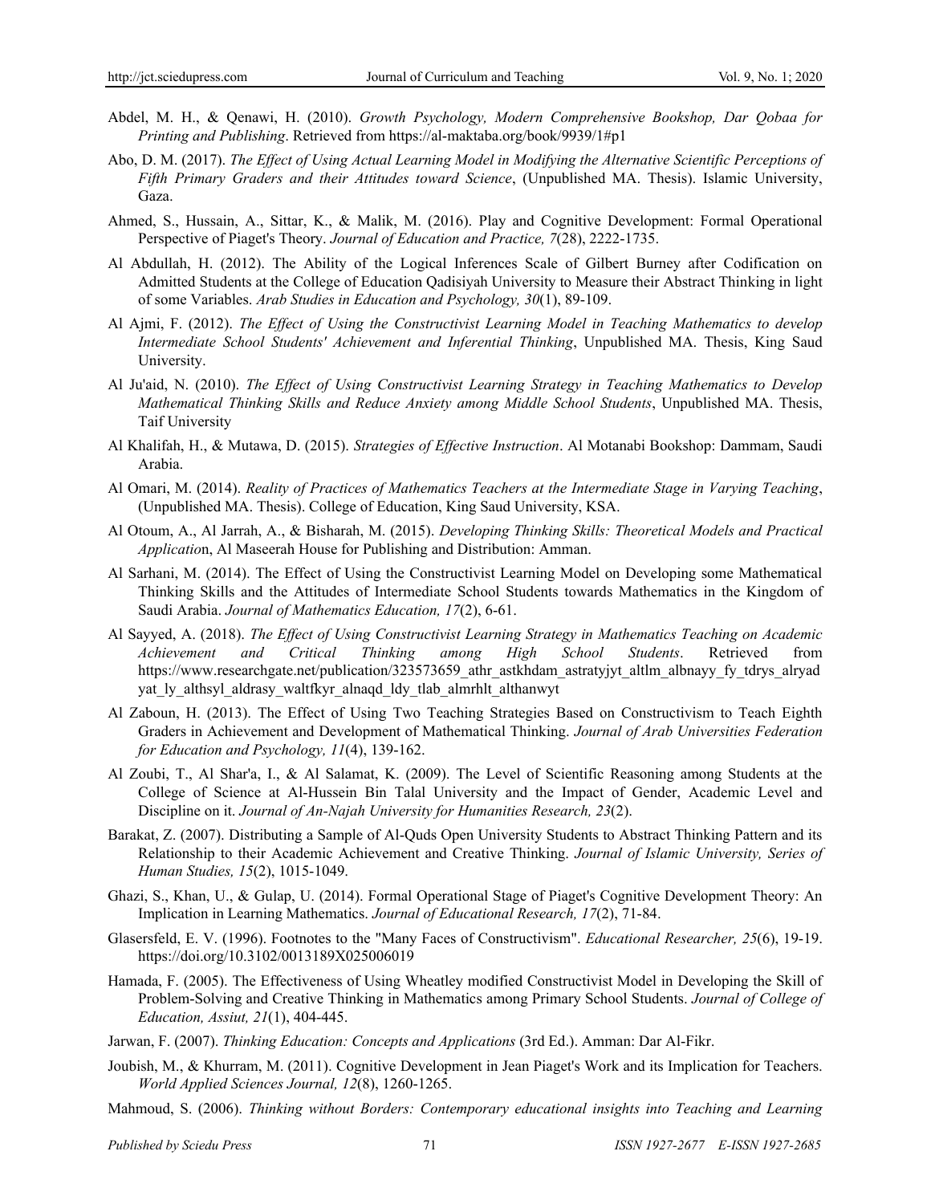Abdel, M. H., & Qenawi, H. (2010). *Growth Psychology, Modern Comprehensive Bookshop, Dar Qobaa for Printing and Publishing*. Retrieved from https://al-maktaba.org/book/9939/1#p1

Abo, D. M. (2017). *The Effect of Using Actual Learning Model in Modifying the Alternative Scientific Perceptions of Fifth Primary Graders and their Attitudes toward Science*, (Unpublished MA. Thesis). Islamic University, Gaza.

Ahmed, S., Hussain, A., Sittar, K., & Malik, M. (2016). Play and Cognitive Development: Formal Operational Perspective of Piaget's Theory. *Journal of Education and Practice, 7*(28), 2222-1735.

Al Abdullah, H. (2012). The Ability of the Logical Inferences Scale of Gilbert Burney after Codification on Admitted Students at the College of Education Qadisiyah University to Measure their Abstract Thinking in light of some Variables. *Arab Studies in Education and Psychology, 30*(1), 89-109.

Al Ajmi, F. (2012). *The Effect of Using the Constructivist Learning Model in Teaching Mathematics to develop Intermediate School Students' Achievement and Inferential Thinking*, Unpublished MA. Thesis, King Saud University.

Al Ju'aid, N. (2010). *The Effect of Using Constructivist Learning Strategy in Teaching Mathematics to Develop Mathematical Thinking Skills and Reduce Anxiety among Middle School Students*, Unpublished MA. Thesis, Taif University

Al Khalifah, H., & Mutawa, D. (2015). *Strategies of Effective Instruction*. Al Motanabi Bookshop: Dammam, Saudi Arabia.

Al Omari, M. (2014). *Reality of Practices of Mathematics Teachers at the Intermediate Stage in Varying Teaching*, (Unpublished MA. Thesis). College of Education, King Saud University, KSA.

Al Otoum, A., Al Jarrah, A., & Bisharah, M. (2015). *Developing Thinking Skills: Theoretical Models and Practical Applicatio*n, Al Maseerah House for Publishing and Distribution: Amman.

Al Sarhani, M. (2014). The Effect of Using the Constructivist Learning Model on Developing some Mathematical Thinking Skills and the Attitudes of Intermediate School Students towards Mathematics in the Kingdom of Saudi Arabia. *Journal of Mathematics Education, 17*(2), 6-61.

Al Sayyed, A. (2018). *The Effect of Using Constructivist Learning Strategy in Mathematics Teaching on Academic Achievement and Critical Thinking among High School Students*. Retrieved from https://www.researchgate.net/publication/323573659_athr_astkhdam_astratyjyt_altlm_albnayy_fy_tdrys_alryadyat_ly_althsyl_aldrasy_waltfkyr_alnaqd_ldy_tlab_almrhlt_althanwyt

Al Zaboun, H. (2013). The Effect of Using Two Teaching Strategies Based on Constructivism to Teach Eighth Graders in Achievement and Development of Mathematical Thinking. *Journal of Arab Universities Federation for Education and Psychology, 11*(4), 139-162.

Al Zoubi, T., Al Shar'a, I., & Al Salamat, K. (2009). The Level of Scientific Reasoning among Students at the College of Science at Al-Hussein Bin Talal University and the Impact of Gender, Academic Level and Discipline on it. *Journal of An-Najah University for Humanities Research, 23*(2).

Barakat, Z. (2007). Distributing a Sample of Al-Quds Open University Students to Abstract Thinking Pattern and its Relationship to their Academic Achievement and Creative Thinking. *Journal of Islamic University, Series of Human Studies, 15*(2), 1015-1049.

Ghazi, S., Khan, U., & Gulap, U. (2014). Formal Operational Stage of Piaget's Cognitive Development Theory: An Implication in Learning Mathematics. *Journal of Educational Research, 17*(2), 71-84.

Glasersfeld, E. V. (1996). Footnotes to the "Many Faces of Constructivism". *Educational Researcher, 25*(6), 19-19. https://doi.org/10.3102/0013189X025006019

Hamada, F. (2005). The Effectiveness of Using Wheatley modified Constructivist Model in Developing the Skill of Problem-Solving and Creative Thinking in Mathematics among Primary School Students. *Journal of College of Education, Assiut, 21*(1), 404-445.

Jarwan, F. (2007). *Thinking Education: Concepts and Applications* (3rd Ed.). Amman: Dar Al-Fikr.

Joubish, M., & Khurram, M. (2011). Cognitive Development in Jean Piaget's Work and its Implication for Teachers. *World Applied Sciences Journal, 12*(8), 1260-1265.

Mahmoud, S. (2006). *Thinking without Borders: Contemporary educational insights into Teaching and Learning*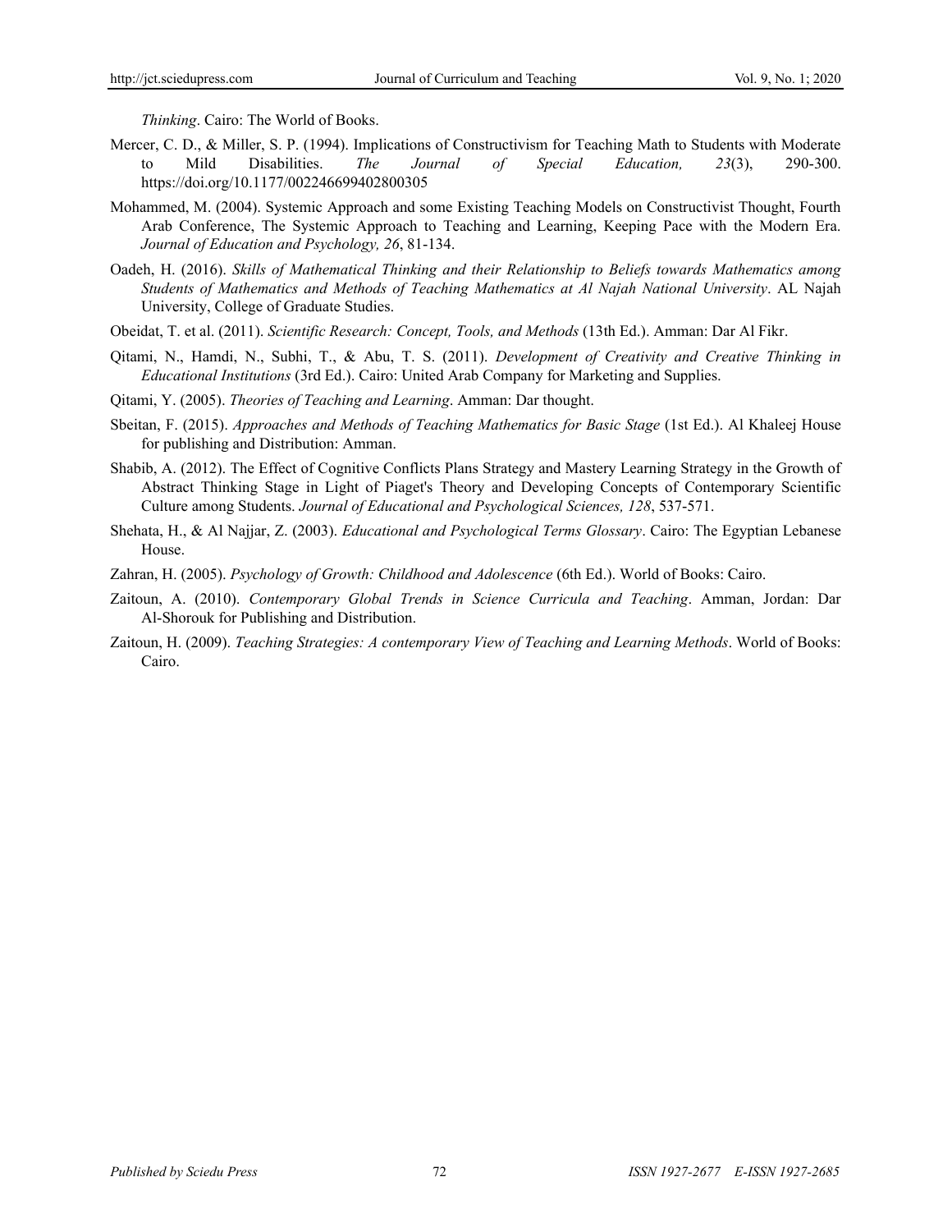*Thinking*. Cairo: The World of Books.

Mercer, C. D., & Miller, S. P. (1994). Implications of Constructivism for Teaching Math to Students with Moderate to Mild Disabilities. *The Journal of Special Education, 23*(3), 290-300. https://doi.org/10.1177/002246699402800305

Mohammed, M. (2004). Systemic Approach and some Existing Teaching Models on Constructivist Thought, Fourth Arab Conference, The Systemic Approach to Teaching and Learning, Keeping Pace with the Modern Era. *Journal of Education and Psychology, 26*, 81-134.

Oadeh, H. (2016). *Skills of Mathematical Thinking and their Relationship to Beliefs towards Mathematics among Students of Mathematics and Methods of Teaching Mathematics at Al Najah National University*. AL Najah University, College of Graduate Studies.

Obeidat, T. et al. (2011). *Scientific Research: Concept, Tools, and Methods* (13th Ed.). Amman: Dar Al Fikr.

Qitami, N., Hamdi, N., Subhi, T., & Abu, T. S. (2011). *Development of Creativity and Creative Thinking in Educational Institutions* (3rd Ed.). Cairo: United Arab Company for Marketing and Supplies.

Qitami, Y. (2005). *Theories of Teaching and Learning*. Amman: Dar thought.

Sbeitan, F. (2015). *Approaches and Methods of Teaching Mathematics for Basic Stage* (1st Ed.). Al Khaleej House for publishing and Distribution: Amman.

Shabib, A. (2012). The Effect of Cognitive Conflicts Plans Strategy and Mastery Learning Strategy in the Growth of Abstract Thinking Stage in Light of Piaget's Theory and Developing Concepts of Contemporary Scientific Culture among Students. *Journal of Educational and Psychological Sciences, 128*, 537-571.

Shehata, H., & Al Najjar, Z. (2003). *Educational and Psychological Terms Glossary*. Cairo: The Egyptian Lebanese House.

Zahran, H. (2005). *Psychology of Growth: Childhood and Adolescence* (6th Ed.). World of Books: Cairo.

Zaitoun, A. (2010). *Contemporary Global Trends in Science Curricula and Teaching*. Amman, Jordan: Dar Al-Shorouk for Publishing and Distribution.

Zaitoun, H. (2009). *Teaching Strategies: A contemporary View of Teaching and Learning Methods*. World of Books: Cairo.